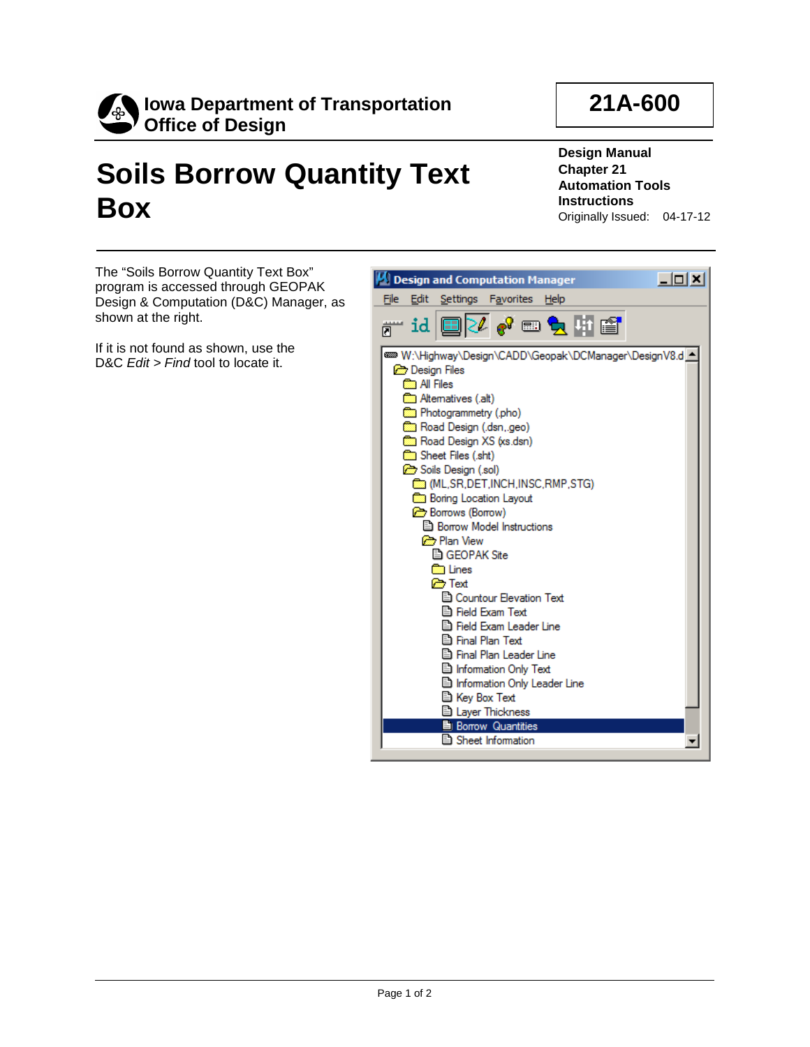**Iowa Department of Transportation**
**Office of Design**

**21A-600**

# Soils Borrow Quantity Text Box

**Design Manual**
**Chapter 21**
**Automation Tools**
**Instructions**
Originally Issued: 04-17-12

The “Soils Borrow Quantity Text Box” program is accessed through GEOPAK Design & Computation (D&C) Manager, as shown at the right.

If it is not found as shown, use the D&C *Edit* > *Find* tool to locate it.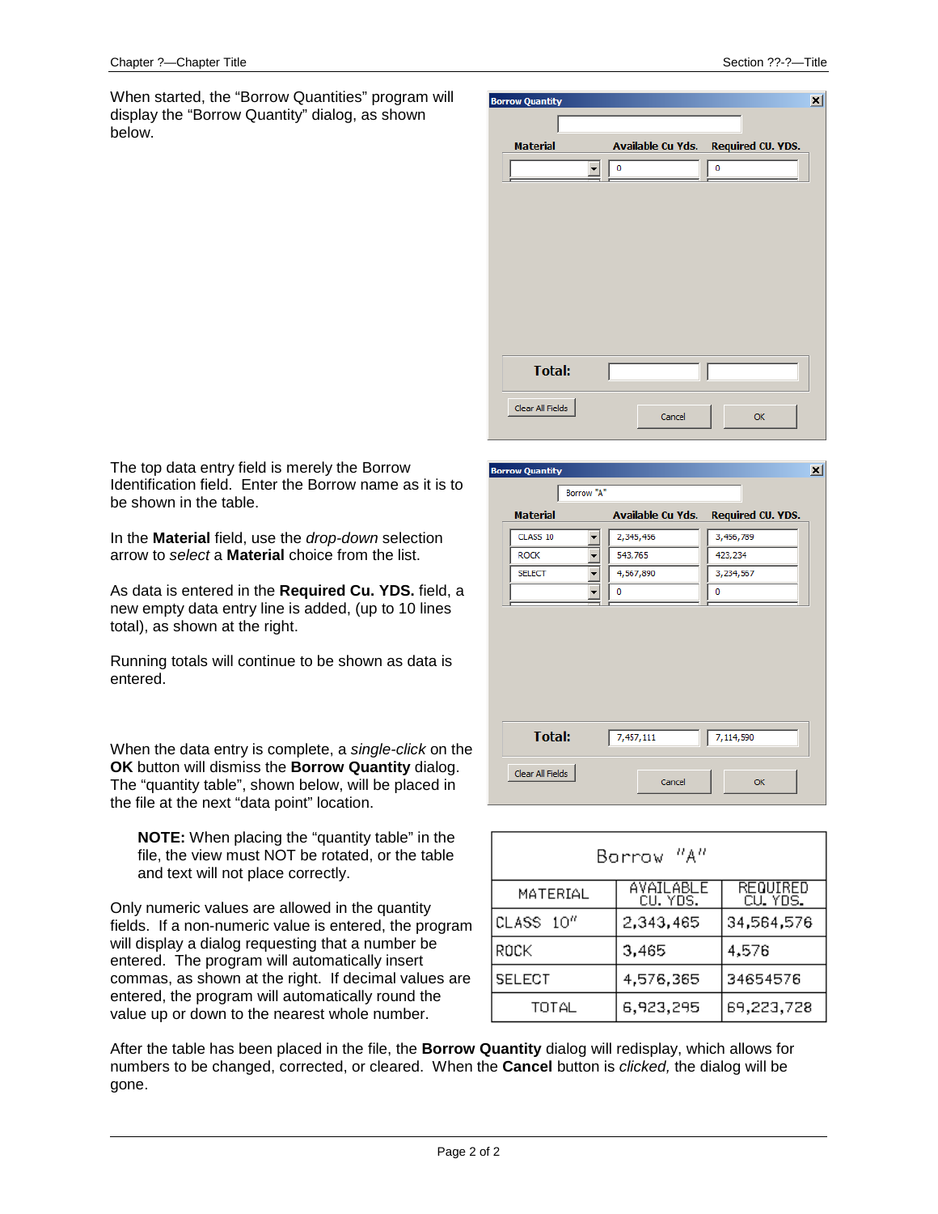When started, the "Borrow Quantities" program will display the "Borrow Quantity" dialog, as shown below.

The top data entry field is merely the Borrow Identification field. Enter the Borrow name as it is to be shown in the table.

In the **Material** field, use the *drop-down* selection arrow to *select* a **Material** choice from the list.

As data is entered in the **Required Cu. YDS.** field, a new empty data entry line is added, (up to 10 lines total), as shown at the right.

Running totals will continue to be shown as data is entered.

When the data entry is complete, a *single-click* on the **OK** button will dismiss the **Borrow Quantity** dialog. The "quantity table", shown below, will be placed in the file at the next "data point" location.

> **NOTE:** When placing the "quantity table" in the file, the view must NOT be rotated, or the table and text will not place correctly.

Only numeric values are allowed in the quantity fields. If a non-numeric value is entered, the program will display a dialog requesting that a number be entered. The program will automatically insert commas, as shown at the right. If decimal values are entered, the program will automatically round the value up or down to the nearest whole number.

| Borrow "A" | | |
|---|---|---|
| MATERIAL | AVAILABLE CU. YDS. | REQUIRED CU. YDS. |
| CLASS 10" | 2,343,465 | 34,564,576 |
| ROCK | 3,465 | 4,576 |
| SELECT | 4,576,365 | 34654576 |
| TOTAL | 6,923,295 | 69,223,728 |

After the table has been placed in the file, the **Borrow Quantity** dialog will redisplay, which allows for numbers to be changed, corrected, or cleared. When the **Cancel** button is *clicked,* the dialog will be gone.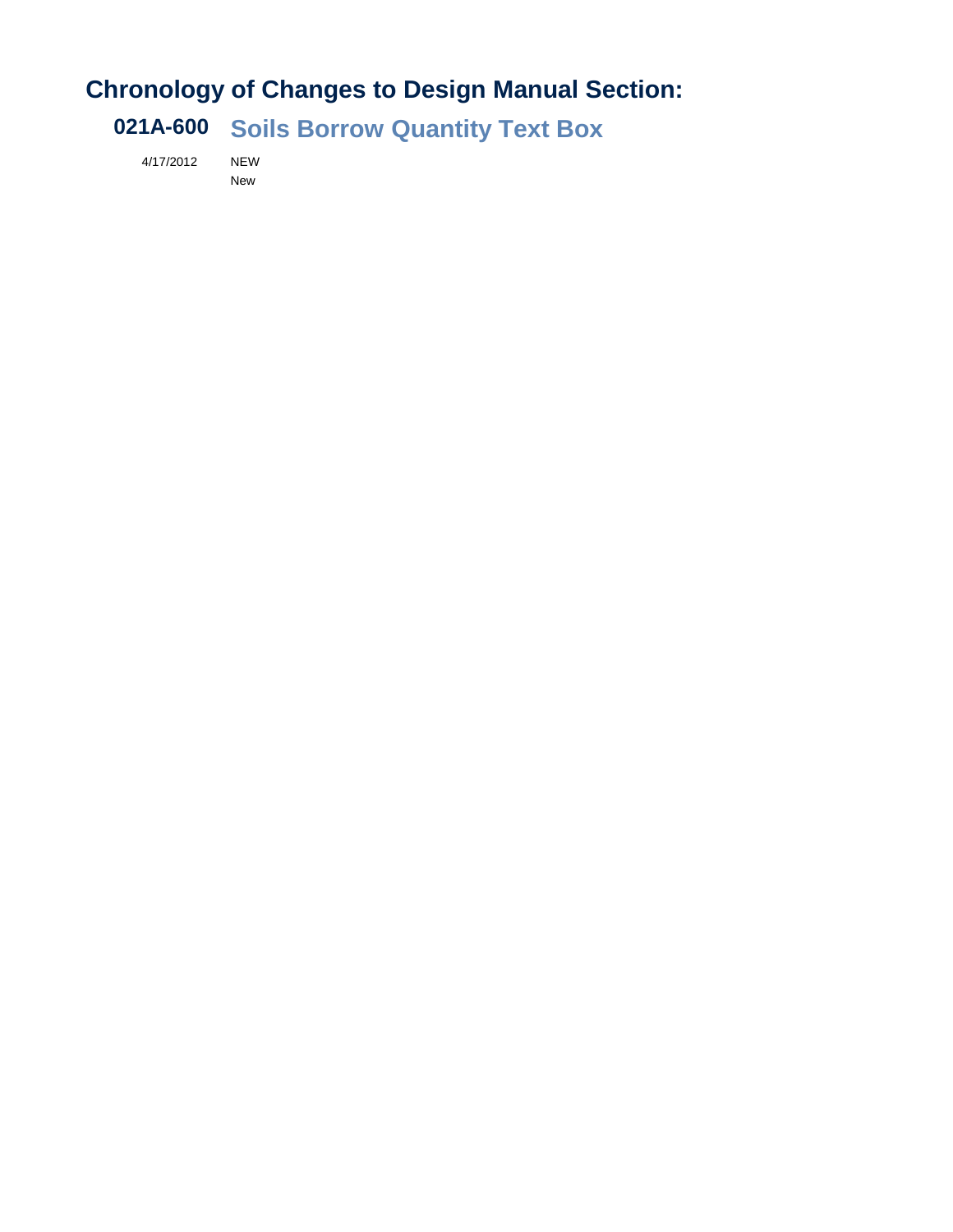# Chronology of Changes to Design Manual Section:

## 021A-600 Soils Borrow Quantity Text Box

4/17/2012 NEW

New